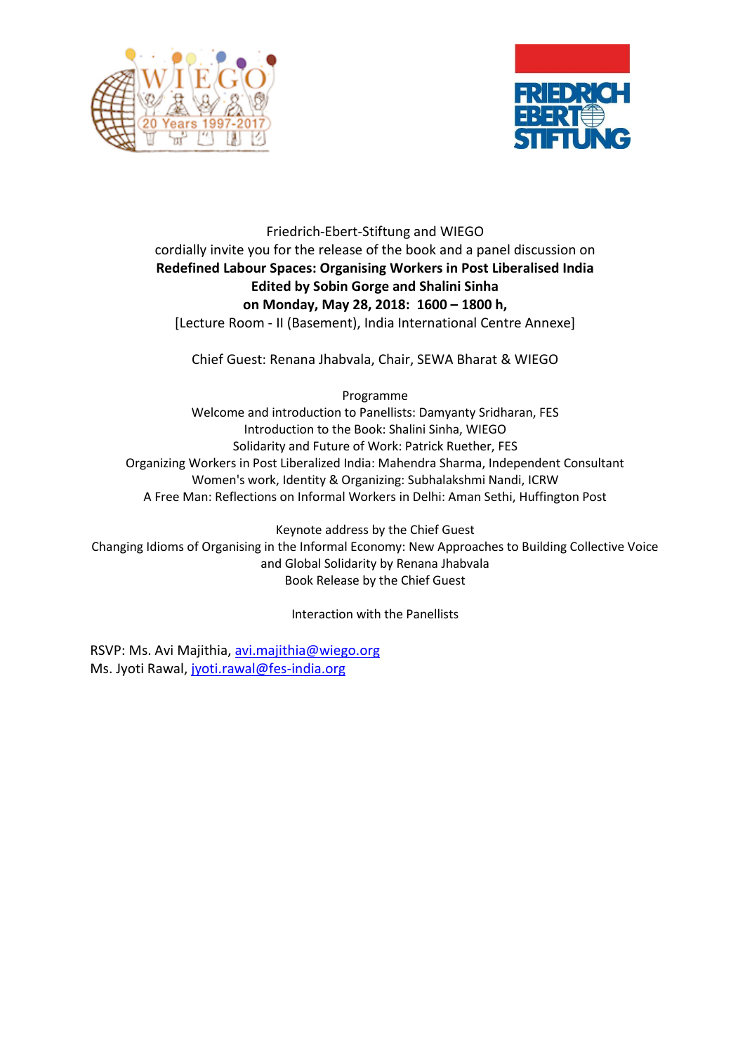Friedrich-Ebert-Stiftung and WIEGO
cordially invite you for the release of the book and a panel discussion on

**Redefined Labour Spaces: Organising Workers in Post Liberalised India**
**Edited by Sobin Gorge and Shalini Sinha**
**on Monday, May 28, 2018: 1600 – 1800 h,**

[Lecture Room - II (Basement), India International Centre Annexe]

Chief Guest: Renana Jhabvala, Chair, SEWA Bharat & WIEGO

Programme

Welcome and introduction to Panellists: Damyanty Sridharan, FES
Introduction to the Book: Shalini Sinha, WIEGO
Solidarity and Future of Work: Patrick Ruether, FES
Organizing Workers in Post Liberalized India: Mahendra Sharma, Independent Consultant
Women's work, Identity & Organizing: Subhalakshmi Nandi, ICRW
A Free Man: Reflections on Informal Workers in Delhi: Aman Sethi, Huffington Post

Keynote address by the Chief Guest
Changing Idioms of Organising in the Informal Economy: New Approaches to Building Collective Voice and Global Solidarity by Renana Jhabvala
Book Release by the Chief Guest

Interaction with the Panellists

RSVP: Ms. Avi Majithia, avi.majithia@wiego.org
Ms. Jyoti Rawal, jyoti.rawal@fes-india.org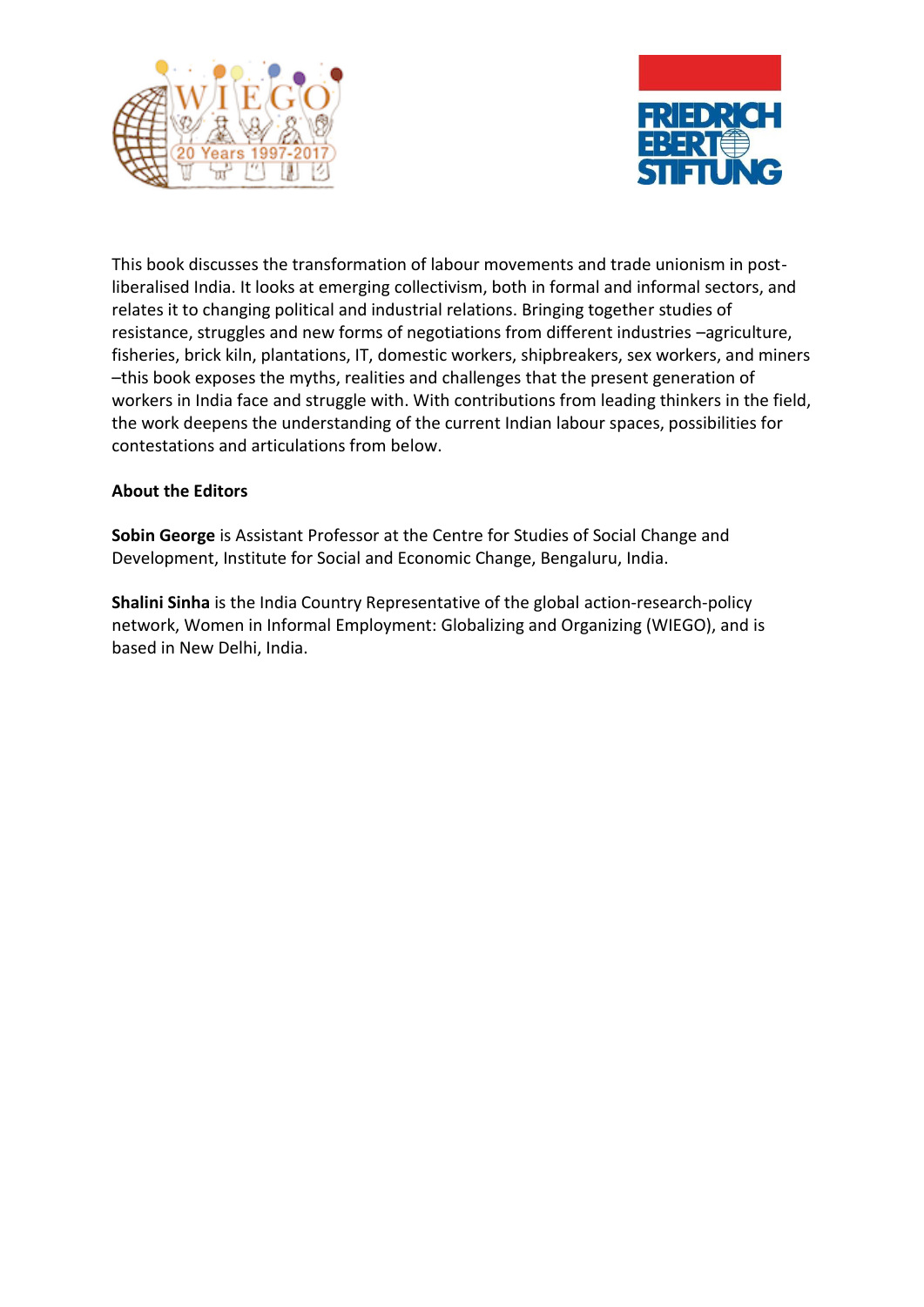This book discusses the transformation of labour movements and trade unionism in post-liberalised India. It looks at emerging collectivism, both in formal and informal sectors, and relates it to changing political and industrial relations. Bringing together studies of resistance, struggles and new forms of negotiations from different industries –agriculture, fisheries, brick kiln, plantations, IT, domestic workers, shipbreakers, sex workers, and miners –this book exposes the myths, realities and challenges that the present generation of workers in India face and struggle with. With contributions from leading thinkers in the field, the work deepens the understanding of the current Indian labour spaces, possibilities for contestations and articulations from below.

**About the Editors**

**Sobin George** is Assistant Professor at the Centre for Studies of Social Change and Development, Institute for Social and Economic Change, Bengaluru, India.

**Shalini Sinha** is the India Country Representative of the global action-research-policy network, Women in Informal Employment: Globalizing and Organizing (WIEGO), and is based in New Delhi, India.